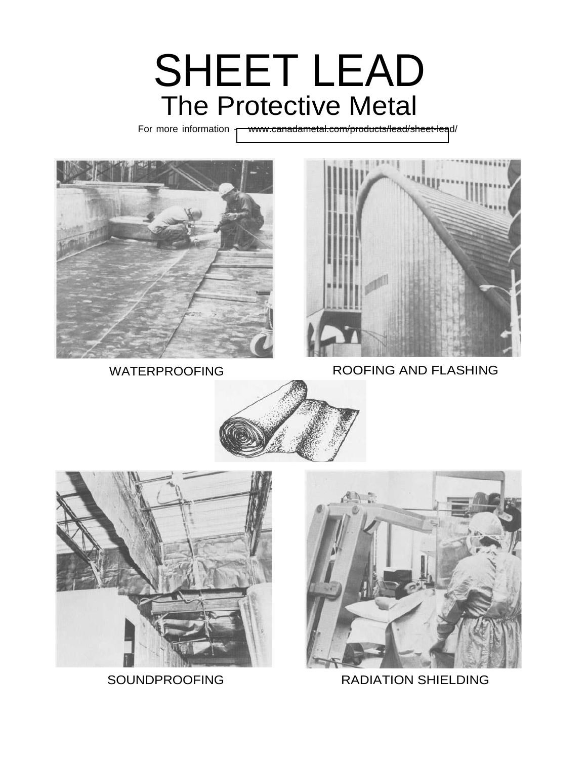# SHEET LEAD

## The Protective Metal

For more information – www.canadametal.com/products/lead/sheet-lead/

WATERPROOFING

ROOFING AND FLASHING

SOUNDPROOFING

RADIATION SHIELDING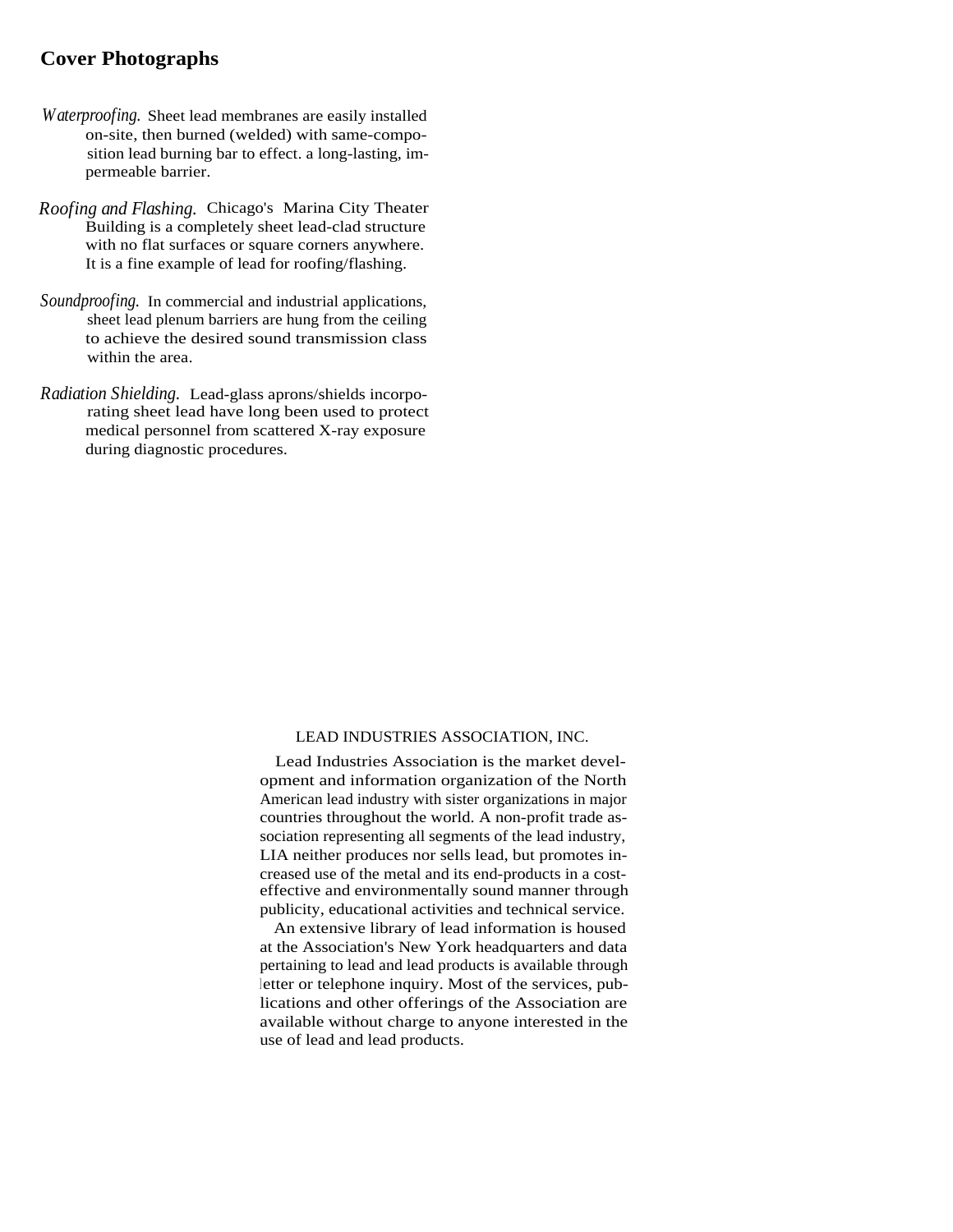## Cover Photographs

*Waterproofing.* Sheet lead membranes are easily installed on-site, then burned (welded) with same-composition lead burning bar to effect. a long-lasting, impermeable barrier.

*Roofing and Flashing.* Chicago's Marina City Theater Building is a completely sheet lead-clad structure with no flat surfaces or square corners anywhere. It is a fine example of lead for roofing/flashing.

*Soundproofing.* In commercial and industrial applications, sheet lead plenum barriers are hung from the ceiling to achieve the desired sound transmission class within the area.

*Radiation Shielding.* Lead-glass aprons/shields incorporating sheet lead have long been used to protect medical personnel from scattered X-ray exposure during diagnostic procedures.

LEAD INDUSTRIES ASSOCIATION, INC.

Lead Industries Association is the market development and information organization of the North American lead industry with sister organizations in major countries throughout the world. A non-profit trade association representing all segments of the lead industry, LIA neither produces nor sells lead, but promotes increased use of the metal and its end-products in a cost-effective and environmentally sound manner through publicity, educational activities and technical service.

An extensive library of lead information is housed at the Association's New York headquarters and data pertaining to lead and lead products is available through letter or telephone inquiry. Most of the services, publications and other offerings of the Association are available without charge to anyone interested in the use of lead and lead products.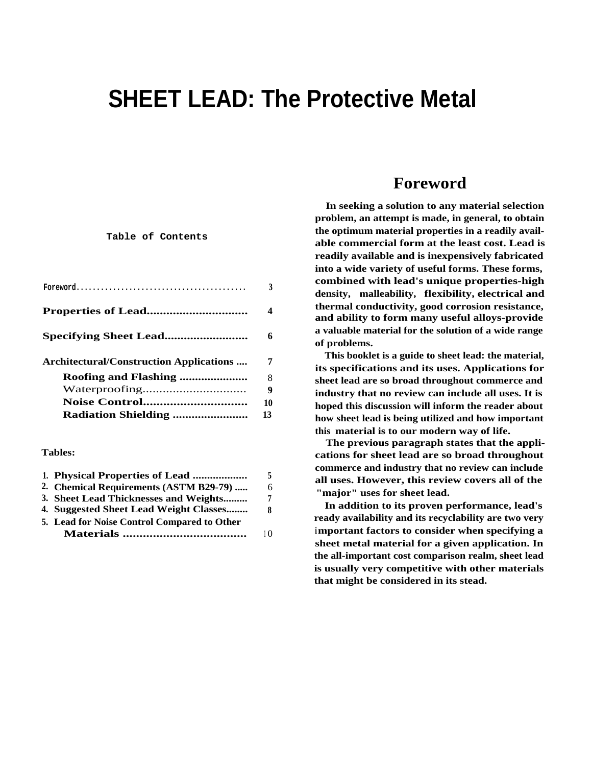# SHEET LEAD: The Protective Metal

## Table of Contents

| | |
|---|---|
| Foreword | 3 |
| **Properties of Lead** | 4 |
| **Specifying Sheet Lead** | 6 |
| **Architectural/Construction Applications** | 7 |
| **Roofing and Flashing** | 8 |
| Waterproofing | 9 |
| **Noise Control** | 10 |
| **Radiation Shielding** | 13 |

**Tables:**

| | |
|---|---|
| 1. Physical Properties of Lead | 5 |
| 2. Chemical Requirements (ASTM B29-79) | 6 |
| 3. Sheet Lead Thicknesses and Weights | 7 |
| 4. Suggested Sheet Lead Weight Classes | 8 |
| 5. Lead for Noise Control Compared to Other Materials | 10 |

## Foreword

In seeking a solution to any material selection problem, an attempt is made, in general, to obtain the optimum material properties in a readily available commercial form at the least cost. Lead is readily available and is inexpensively fabricated into a wide variety of useful forms. These forms, combined with lead's unique properties-high density, malleability, flexibility, electrical and thermal conductivity, good corrosion resistance, and ability to form many useful alloys-provide a valuable material for the solution of a wide range of problems.

This booklet is a guide to sheet lead: the material, its specifications and its uses. Applications for sheet lead are so broad throughout commerce and industry that no review can include all uses. It is hoped this discussion will inform the reader about how sheet lead is being utilized and how important this material is to our modern way of life.

The previous paragraph states that the applications for sheet lead are so broad throughout commerce and industry that no review can include all uses. However, this review covers all of the "major" uses for sheet lead.

In addition to its proven performance, lead's ready availability and its recyclability are two very important factors to consider when specifying a sheet metal material for a given application. In the all-important cost comparison realm, sheet lead is usually very competitive with other materials that might be considered in its stead.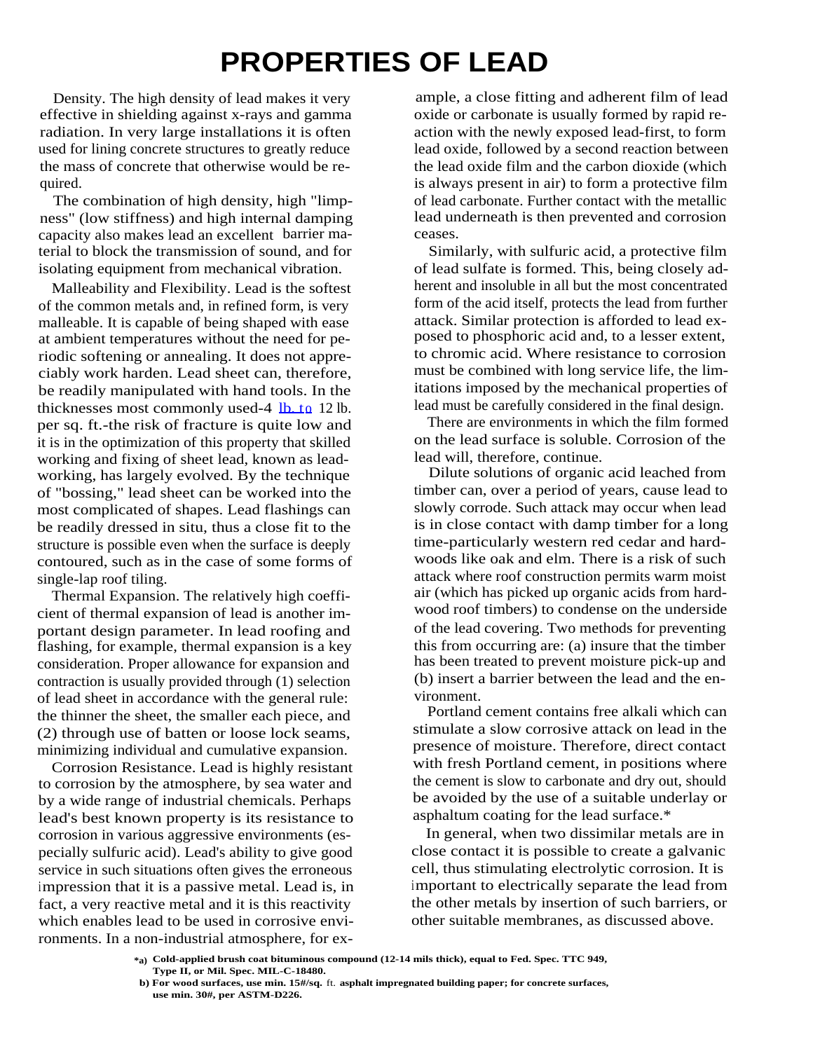# PROPERTIES OF LEAD

Density. The high density of lead makes it very effective in shielding against x-rays and gamma radiation. In very large installations it is often used for lining concrete structures to greatly reduce the mass of concrete that otherwise would be required.

The combination of high density, high "limpness" (low stiffness) and high internal damping capacity also makes lead an excellent barrier material to block the transmission of sound, and for isolating equipment from mechanical vibration.

Malleability and Flexibility. Lead is the softest of the common metals and, in refined form, is very malleable. It is capable of being shaped with ease at ambient temperatures without the need for periodic softening or annealing. It does not appreciably work harden. Lead sheet can, therefore, be readily manipulated with hand tools. In the thicknesses most commonly used-4 lb. to 12 lb. per sq. ft.-the risk of fracture is quite low and it is in the optimization of this property that skilled working and fixing of sheet lead, known as leadworking, has largely evolved. By the technique of "bossing," lead sheet can be worked into the most complicated of shapes. Lead flashings can be readily dressed in situ, thus a close fit to the structure is possible even when the surface is deeply contoured, such as in the case of some forms of single-lap roof tiling.

Thermal Expansion. The relatively high coefficient of thermal expansion of lead is another important design parameter. In lead roofing and flashing, for example, thermal expansion is a key consideration. Proper allowance for expansion and contraction is usually provided through (1) selection of lead sheet in accordance with the general rule: the thinner the sheet, the smaller each piece, and (2) through use of batten or loose lock seams, minimizing individual and cumulative expansion.

Corrosion Resistance. Lead is highly resistant to corrosion by the atmosphere, by sea water and by a wide range of industrial chemicals. Perhaps lead's best known property is its resistance to corrosion in various aggressive environments (especially sulfuric acid). Lead's ability to give good service in such situations often gives the erroneous impression that it is a passive metal. Lead is, in fact, a very reactive metal and it is this reactivity which enables lead to be used in corrosive environments. In a non-industrial atmosphere, for example, a close fitting and adherent film of lead oxide or carbonate is usually formed by rapid reaction with the newly exposed lead-first, to form lead oxide, followed by a second reaction between the lead oxide film and the carbon dioxide (which is always present in air) to form a protective film of lead carbonate. Further contact with the metallic lead underneath is then prevented and corrosion ceases.

Similarly, with sulfuric acid, a protective film of lead sulfate is formed. This, being closely adherent and insoluble in all but the most concentrated form of the acid itself, protects the lead from further attack. Similar protection is afforded to lead exposed to phosphoric acid and, to a lesser extent, to chromic acid. Where resistance to corrosion must be combined with long service life, the limitations imposed by the mechanical properties of lead must be carefully considered in the final design.

There are environments in which the film formed on the lead surface is soluble. Corrosion of the lead will, therefore, continue.

Dilute solutions of organic acid leached from timber can, over a period of years, cause lead to slowly corrode. Such attack may occur when lead is in close contact with damp timber for a long time-particularly western red cedar and hardwoods like oak and elm. There is a risk of such attack where roof construction permits warm moist air (which has picked up organic acids from hardwood roof timbers) to condense on the underside of the lead covering. Two methods for preventing this from occurring are: (a) insure that the timber has been treated to prevent moisture pick-up and (b) insert a barrier between the lead and the environment.

Portland cement contains free alkali which can stimulate a slow corrosive attack on lead in the presence of moisture. Therefore, direct contact with fresh Portland cement, in positions where the cement is slow to carbonate and dry out, should be avoided by the use of a suitable underlay or asphaltum coating for the lead surface.*

In general, when two dissimilar metals are in close contact it is possible to create a galvanic cell, thus stimulating electrolytic corrosion. It is important to electrically separate the lead from the other metals by insertion of such barriers, or other suitable membranes, as discussed above.

**\*a) Cold-applied brush coat bituminous compound (12-14 mils thick), equal to Fed. Spec. TTC 949, Type II, or Mil. Spec. MIL-C-18480.**

**b) For wood surfaces, use min. 15#/sq. ft. asphalt impregnated building paper; for concrete surfaces, use min. 30#, per ASTM-D226.**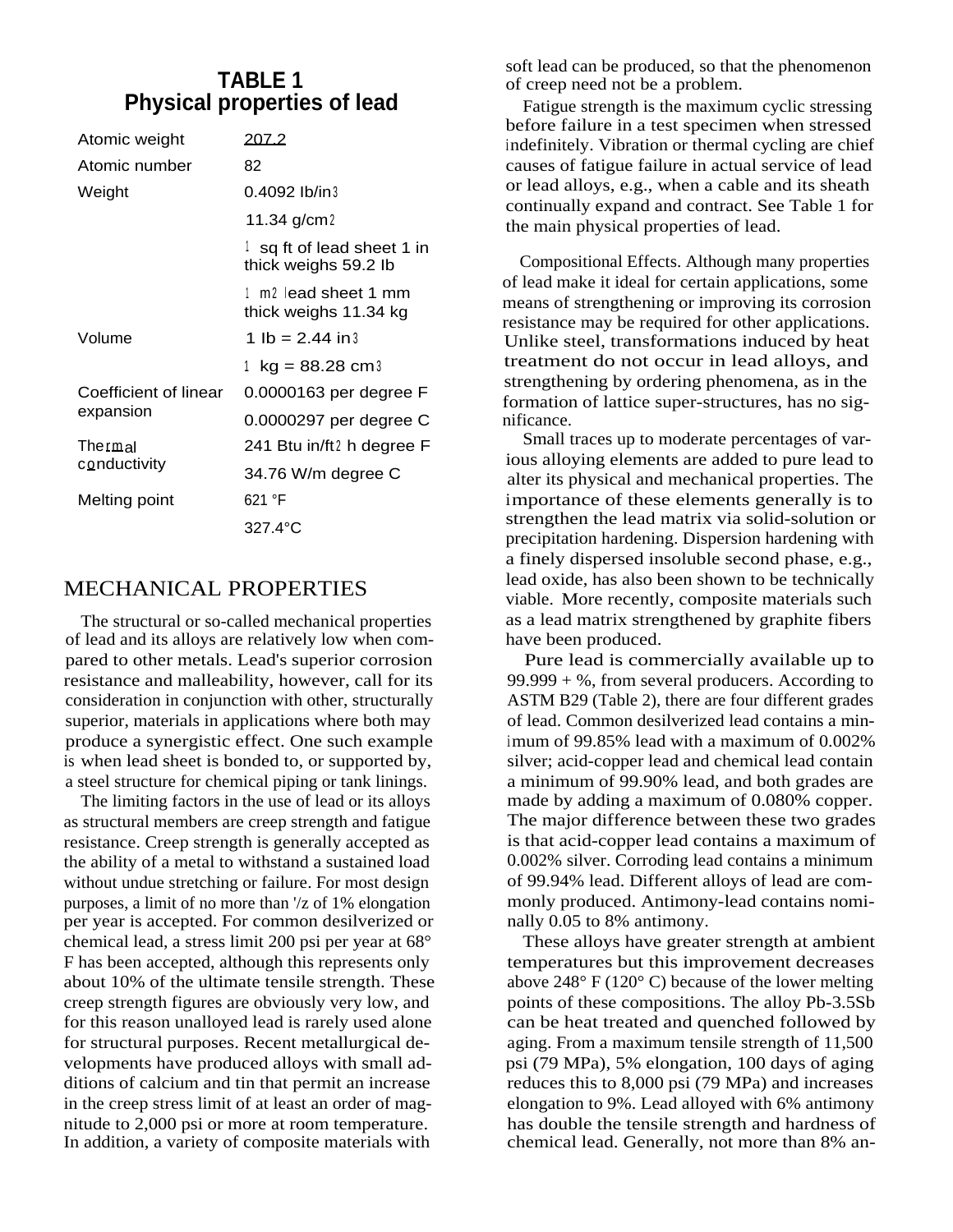## TABLE 1
## Physical properties of lead

| | |
|---|---|
| Atomic weight | 207.2 |
| Atomic number | 82 |
| Weight | 0.4092 lb/in$^3$ |
| | 11.34 g/cm$^2$ |
| | 1 sq ft of lead sheet 1 in thick weighs 59.2 lb |
| | 1 m$^2$ lead sheet 1 mm thick weighs 11.34 kg |
| Volume | 1 lb = 2.44 in$^3$ |
| | 1 kg = 88.28 cm$^3$ |
| Coefficient of linear expansion | 0.0000163 per degree F |
| | 0.0000297 per degree C |
| Thermal conductivity | 241 Btu in/ft$^2$ h degree F |
| | 34.76 W/m degree C |
| Melting point | 621 °F |
| | 327.4°C |

## MECHANICAL PROPERTIES

The structural or so-called mechanical properties of lead and its alloys are relatively low when compared to other metals. Lead's superior corrosion resistance and malleability, however, call for its consideration in conjunction with other, structurally superior, materials in applications where both may produce a synergistic effect. One such example is when lead sheet is bonded to, or supported by, a steel structure for chemical piping or tank linings.

The limiting factors in the use of lead or its alloys as structural members are creep strength and fatigue resistance. Creep strength is generally accepted as the ability of a metal to withstand a sustained load without undue stretching or failure. For most design purposes, a limit of no more than '/z of 1% elongation per year is accepted. For common desilverized or chemical lead, a stress limit 200 psi per year at 68° F has been accepted, although this represents only about 10% of the ultimate tensile strength. These creep strength figures are obviously very low, and for this reason unalloyed lead is rarely used alone for structural purposes. Recent metallurgical developments have produced alloys with small additions of calcium and tin that permit an increase in the creep stress limit of at least an order of magnitude to 2,000 psi or more at room temperature. In addition, a variety of composite materials with soft lead can be produced, so that the phenomenon of creep need not be a problem.

Fatigue strength is the maximum cyclic stressing before failure in a test specimen when stressed indefinitely. Vibration or thermal cycling are chief causes of fatigue failure in actual service of lead or lead alloys, e.g., when a cable and its sheath continually expand and contract. See Table 1 for the main physical properties of lead.

Compositional Effects. Although many properties of lead make it ideal for certain applications, some means of strengthening or improving its corrosion resistance may be required for other applications. Unlike steel, transformations induced by heat treatment do not occur in lead alloys, and strengthening by ordering phenomena, as in the formation of lattice super-structures, has no significance.

Small traces up to moderate percentages of various alloying elements are added to pure lead to alter its physical and mechanical properties. The importance of these elements generally is to strengthen the lead matrix via solid-solution or precipitation hardening. Dispersion hardening with a finely dispersed insoluble second phase, e.g., lead oxide, has also been shown to be technically viable. More recently, composite materials such as a lead matrix strengthened by graphite fibers have been produced.

Pure lead is commercially available up to 99.999 + %, from several producers. According to ASTM B29 (Table 2), there are four different grades of lead. Common desilverized lead contains a minimum of 99.85% lead with a maximum of 0.002% silver; acid-copper lead and chemical lead contain a minimum of 99.90% lead, and both grades are made by adding a maximum of 0.080% copper. The major difference between these two grades is that acid-copper lead contains a maximum of 0.002% silver. Corroding lead contains a minimum of 99.94% lead. Different alloys of lead are commonly produced. Antimony-lead contains nominally 0.05 to 8% antimony.

These alloys have greater strength at ambient temperatures but this improvement decreases above 248° F (120° C) because of the lower melting points of these compositions. The alloy Pb-3.5Sb can be heat treated and quenched followed by aging. From a maximum tensile strength of 11,500 psi (79 MPa), 5% elongation, 100 days of aging reduces this to 8,000 psi (79 MPa) and increases elongation to 9%. Lead alloyed with 6% antimony has double the tensile strength and hardness of chemical lead. Generally, not more than 8% an-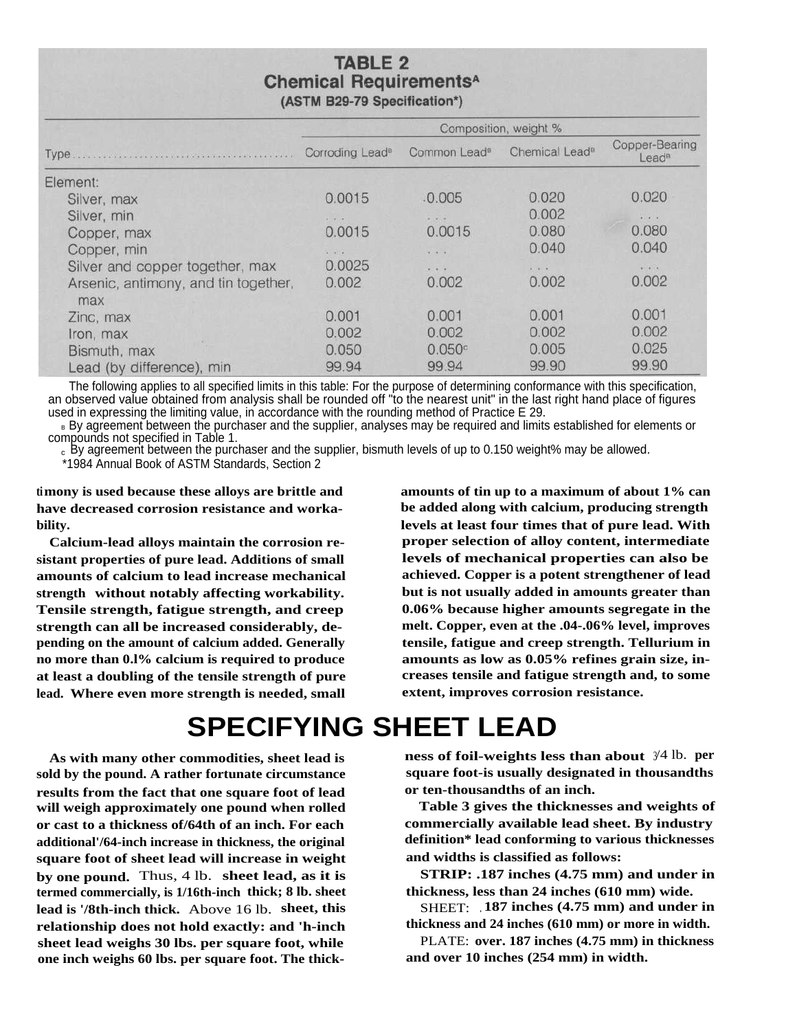## TABLE 2
### Chemical Requirements[A]
#### (ASTM B29-79 Specification*)

| Type | Composition, weight % | | | |
|---|---|---|---|---|
| | Corroding Lead[B] | Common Lead[B] | Chemical Lead[B] | Copper-Bearing Lead[B] |
| Element: | | | | |
| Silver, max | 0.0015 | 0.005 | 0.020 | 0.020 |
| Silver, min | ... | ... | 0.002 | ... |
| Copper, max | 0.0015 | 0.0015 | 0.080 | 0.080 |
| Copper, min | ... | ... | 0.040 | 0.040 |
| Silver and copper together, max | 0.0025 | ... | ... | ... |
| Arsenic, antimony, and tin together, max | 0.002 | 0.002 | 0.002 | 0.002 |
| Zinc, max | 0.001 | 0.001 | 0.001 | 0.001 |
| Iron, max | 0.002 | 0.002 | 0.002 | 0.002 |
| Bismuth, max | 0.050 | 0.050[C] | 0.005 | 0.025 |
| Lead (by difference), min | 99.94 | 99.94 | 99.90 | 99.90 |

The following applies to all specified limits in this table: For the purpose of determining conformance with this specification, an observed value obtained from analysis shall be rounded off "to the nearest unit" in the last right hand place of figures used in expressing the limiting value, in accordance with the rounding method of Practice E 29.

[B] By agreement between the purchaser and the supplier, analyses may be required and limits established for elements or compounds not specified in Table 1.

[C] By agreement between the purchaser and the supplier, bismuth levels of up to 0.150 weight% may be allowed.

*1984 Annual Book of ASTM Standards, Section 2

**timony is used because these alloys are brittle and have decreased corrosion resistance and workability.**

**Calcium-lead alloys maintain the corrosion resistant properties of pure lead. Additions of small amounts of calcium to lead increase mechanical strength without notably affecting workability. Tensile strength, fatigue strength, and creep strength can all be increased considerably, depending on the amount of calcium added. Generally no more than 0.1% calcium is required to produce at least a doubling of the tensile strength of pure lead. Where even more strength is needed, small amounts of tin up to a maximum of about 1% can be added along with calcium, producing strength levels at least four times that of pure lead. With proper selection of alloy content, intermediate levels of mechanical properties can also be achieved. Copper is a potent strengthener of lead but is not usually added in amounts greater than 0.06% because higher amounts segregate in the melt. Copper, even at the .04-.06% level, improves tensile, fatigue and creep strength. Tellurium in amounts as low as 0.05% refines grain size, increases tensile and fatigue strength and, to some extent, improves corrosion resistance.**

# SPECIFYING SHEET LEAD

**As with many other commodities, sheet lead is sold by the pound. A rather fortunate circumstance results from the fact that one square foot of lead will weigh approximately one pound when rolled or cast to a thickness of/64th of an inch. For each additional'/64-inch increase in thickness, the original square foot of sheet lead will increase in weight by one pound.** Thus, 4 lb. **sheet lead, as it is termed commercially, is 1/16th-inch thick; 8 lb. sheet lead is '/8th-inch thick.** Above 16 lb. **sheet, this relationship does not hold exactly: and 'h-inch sheet lead weighs 30 lbs. per square foot, while one inch weighs 60 lbs. per square foot. The thickness of foil-weights less than about** 3/4 lb. **per square foot-is usually designated in thousandths or ten-thousandths of an inch.**

**Table 3 gives the thicknesses and weights of commercially available lead sheet. By industry definition* lead conforming to various thicknesses and widths is classified as follows:**

**STRIP: .187 inches (4.75 mm) and under in thickness, less than 24 inches (610 mm) wide.**

SHEET: **.187 inches (4.75 mm) and under in thickness and 24 inches (610 mm) or more in width.**

PLATE: **over. 187 inches (4.75 mm) in thickness and over 10 inches (254 mm) in width.**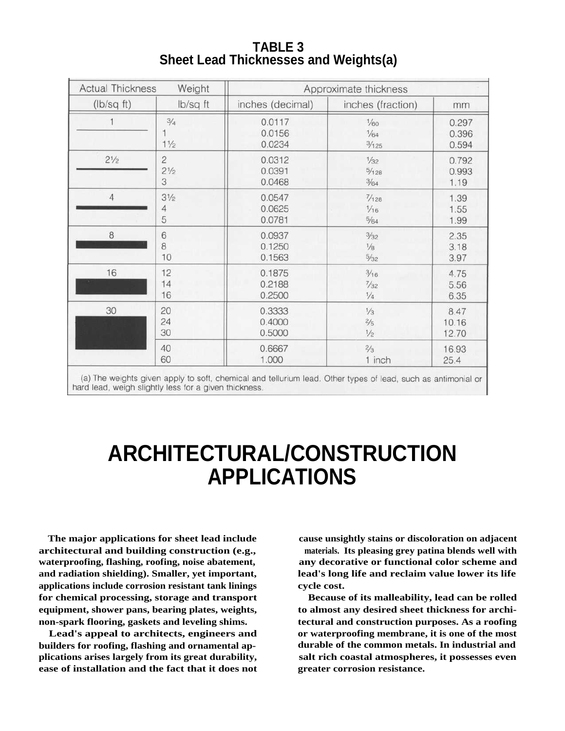**TABLE 3**
**Sheet Lead Thicknesses and Weights(a)**

| Actual Thickness | Weight | Approximate thickness | | |
|---|---|---|---|---|
| (lb/sq ft) | lb/sq ft | inches (decimal) | inches (fraction) | mm |
| 1 | 3/4 | 0.0117 | 1/60 | 0.297 |
| | 1 | 0.0156 | 1/64 | 0.396 |
| | 1½ | 0.0234 | 3/125 | 0.594 |
| 2½ | 2 | 0.0312 | 1/32 | 0.792 |
| | 2½ | 0.0391 | 5/128 | 0.993 |
| | 3 | 0.0468 | 3/64 | 1.19 |
| 4 | 3½ | 0.0547 | 7/128 | 1.39 |
| | 4 | 0.0625 | 1/16 | 1.55 |
| | 5 | 0.0781 | 5/64 | 1.99 |
| 8 | 6 | 0.0937 | 3/32 | 2.35 |
| | 8 | 0.1250 | 1/8 | 3.18 |
| | 10 | 0.1563 | 5/32 | 3.97 |
| 16 | 12 | 0.1875 | 3/16 | 4.75 |
| | 14 | 0.2188 | 7/32 | 5.56 |
| | 16 | 0.2500 | 1/4 | 6.35 |
| 30 | 20 | 0.3333 | 1/3 | 8.47 |
| | 24 | 0.4000 | 2/5 | 10.16 |
| | 30 | 0.5000 | 1/2 | 12.70 |
| | 40 | 0.6667 | 2/3 | 16.93 |
| | 60 | 1.000 | 1 inch | 25.4 |

(a) The weights given apply to soft, chemical and tellurium lead. Other types of lead, such as antimonial or hard lead, weigh slightly less for a given thickness.

# ARCHITECTURAL/CONSTRUCTION APPLICATIONS

**The major applications for sheet lead include architectural and building construction (e.g., waterproofing, flashing, roofing, noise abatement, and radiation shielding). Smaller, yet important, applications include corrosion resistant tank linings for chemical processing, storage and transport equipment, shower pans, bearing plates, weights, non-spark flooring, gaskets and leveling shims.**

**Lead's appeal to architects, engineers and builders for roofing, flashing and ornamental applications arises largely from its great durability, ease of installation and the fact that it does not cause unsightly stains or discoloration on adjacent materials. Its pleasing grey patina blends well with any decorative or functional color scheme and lead's long life and reclaim value lower its life cycle cost.**

**Because of its malleability, lead can be rolled to almost any desired sheet thickness for architectural and construction purposes. As a roofing or waterproofing membrane, it is one of the most durable of the common metals. In industrial and salt rich coastal atmospheres, it possesses even greater corrosion resistance.**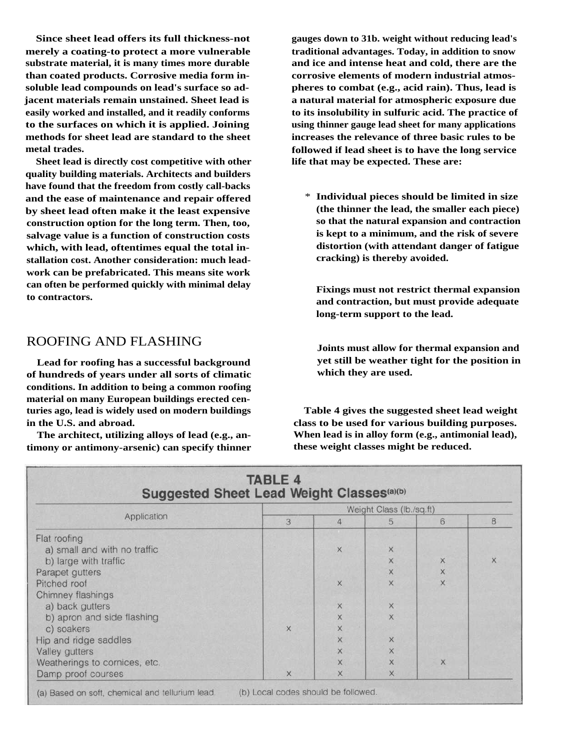Since sheet lead offers its full thickness-not merely a coating-to protect a more vulnerable substrate material, it is many times more durable than coated products. Corrosive media form insoluble lead compounds on lead's surface so adjacent materials remain unstained. Sheet lead is easily worked and installed, and it readily conforms to the surfaces on which it is applied. Joining methods for sheet lead are standard to the sheet metal trades.

Sheet lead is directly cost competitive with other quality building materials. Architects and builders have found that the freedom from costly call-backs and the ease of maintenance and repair offered by sheet lead often make it the least expensive construction option for the long term. Then, too, salvage value is a function of construction costs which, with lead, oftentimes equal the total installation cost. Another consideration: much leadwork can be prefabricated. This means site work can often be performed quickly with minimal delay to contractors.

## ROOFING AND FLASHING

Lead for roofing has a successful background of hundreds of years under all sorts of climatic conditions. In addition to being a common roofing material on many European buildings erected centuries ago, lead is widely used on modern buildings in the U.S. and abroad.

The architect, utilizing alloys of lead (e.g., antimony or antimony-arsenic) can specify thinner gauges down to 31b. weight without reducing lead's traditional advantages. Today, in addition to snow and ice and intense heat and cold, there are the corrosive elements of modern industrial atmospheres to combat (e.g., acid rain). Thus, lead is a natural material for atmospheric exposure due to its insolubility in sulfuric acid. The practice of using thinner gauge lead sheet for many applications increases the relevance of three basic rules to be followed if lead sheet is to have the long service life that may be expected. These are:

* Individual pieces should be limited in size (the thinner the lead, the smaller each piece) so that the natural expansion and contraction is kept to a minimum, and the risk of severe distortion (with attendant danger of fatigue cracking) is thereby avoided.

  Fixings must not restrict thermal expansion and contraction, but must provide adequate long-term support to the lead.

  Joints must allow for thermal expansion and yet still be weather tight for the position in which they are used.

Table 4 gives the suggested sheet lead weight class to be used for various building purposes. When lead is in alloy form (e.g., antimonial lead), these weight classes might be reduced.

**TABLE 4**
**Suggested Sheet Lead Weight Classes(a)(b)**

| Application | Weight Class (lb./sq.ft) | | | | |
|---|---|---|---|---|---|
| | 3 | 4 | 5 | 6 | 8 |
| Flat roofing | | | | | |
| a) small and with no traffic | | x | x | | |
| b) large with traffic | | | x | x | x |
| Parapet gutters | | | x | x | |
| Pitched roof | | x | x | x | |
| Chimney flashings | | | | | |
| a) back gutters | | x | x | | |
| b) apron and side flashing | | x | x | | |
| c) soakers | x | x | | | |
| Hip and ridge saddles | | x | x | | |
| Valley gutters | | x | x | | |
| Weatherings to cornices, etc. | | x | x | x | |
| Damp proof courses | x | x | x | | |

(a) Based on soft, chemical and tellurium lead. (b) Local codes should be followed.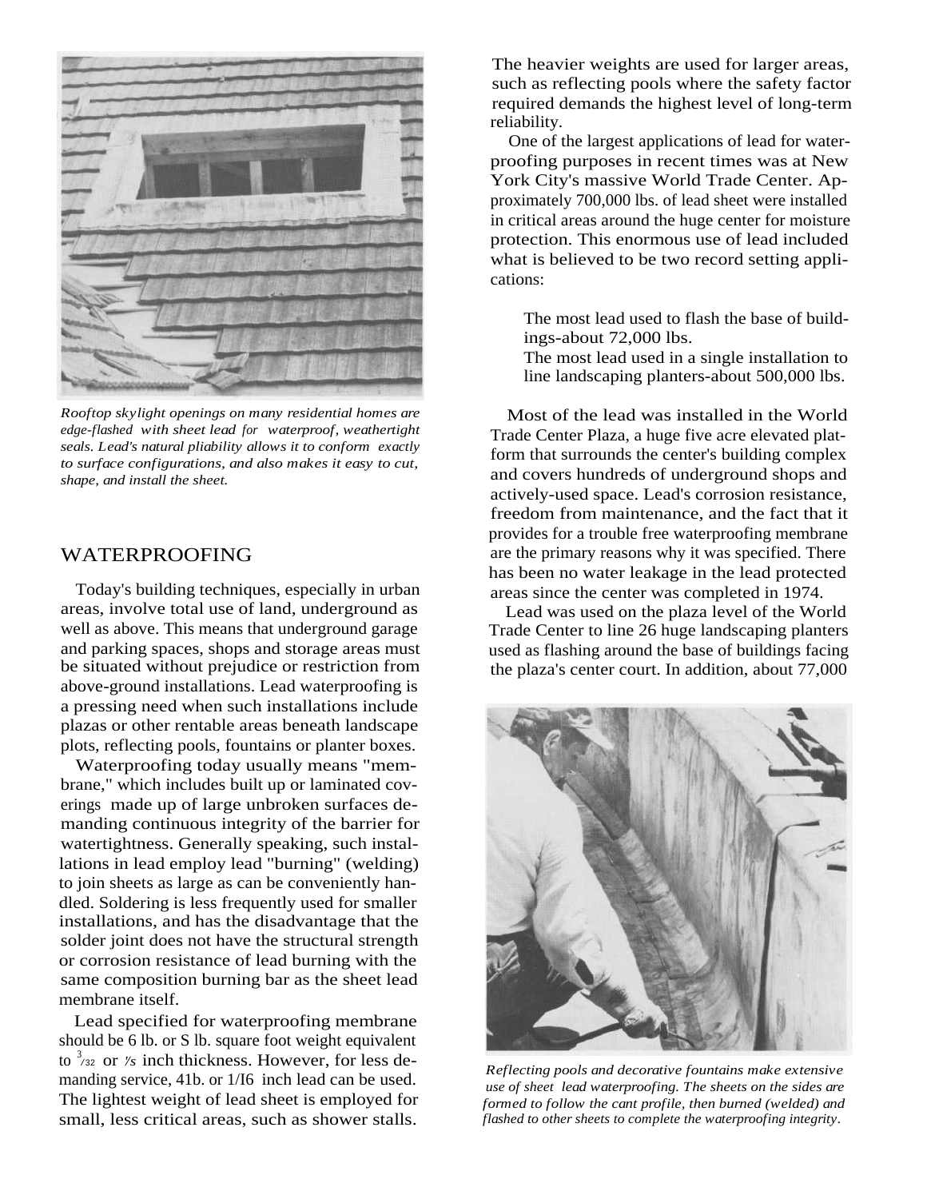*Rooftop skylight openings on many residential homes are edge-flashed with sheet lead for waterproof, weathertight seals. Lead's natural pliability allows it to conform exactly to surface configurations, and also makes it easy to cut, shape, and install the sheet.*

## WATERPROOFING

Today's building techniques, especially in urban areas, involve total use of land, underground as well as above. This means that underground garage and parking spaces, shops and storage areas must be situated without prejudice or restriction from above-ground installations. Lead waterproofing is a pressing need when such installations include plazas or other rentable areas beneath landscape plots, reflecting pools, fountains or planter boxes.

Waterproofing today usually means "membrane," which includes built up or laminated coverings made up of large unbroken surfaces demanding continuous integrity of the barrier for watertightness. Generally speaking, such installations in lead employ lead "burning" (welding) to join sheets as large as can be conveniently handled. Soldering is less frequently used for smaller installations, and has the disadvantage that the solder joint does not have the structural strength or corrosion resistance of lead burning with the same composition burning bar as the sheet lead membrane itself.

Lead specified for waterproofing membrane should be 6 lb. or S lb. square foot weight equivalent to $^{3}/_{32}$ or $^{1}/_{8}$ inch thickness. However, for less demanding service, 41b. or 1/I6 inch lead can be used. The lightest weight of lead sheet is employed for small, less critical areas, such as shower stalls. The heavier weights are used for larger areas, such as reflecting pools where the safety factor required demands the highest level of long-term reliability.

One of the largest applications of lead for waterproofing purposes in recent times was at New York City's massive World Trade Center. Approximately 700,000 lbs. of lead sheet were installed in critical areas around the huge center for moisture protection. This enormous use of lead included what is believed to be two record setting applications:

The most lead used to flash the base of buildings-about 72,000 lbs.
The most lead used in a single installation to line landscaping planters-about 500,000 lbs.

Most of the lead was installed in the World Trade Center Plaza, a huge five acre elevated platform that surrounds the center's building complex and covers hundreds of underground shops and actively-used space. Lead's corrosion resistance, freedom from maintenance, and the fact that it provides for a trouble free waterproofing membrane are the primary reasons why it was specified. There has been no water leakage in the lead protected areas since the center was completed in 1974.

Lead was used on the plaza level of the World Trade Center to line 26 huge landscaping planters used as flashing around the base of buildings facing the plaza's center court. In addition, about 77,000

*Reflecting pools and decorative fountains make extensive use of sheet lead waterproofing. The sheets on the sides are formed to follow the cant profile, then burned (welded) and flashed to other sheets to complete the waterproofing integrity.*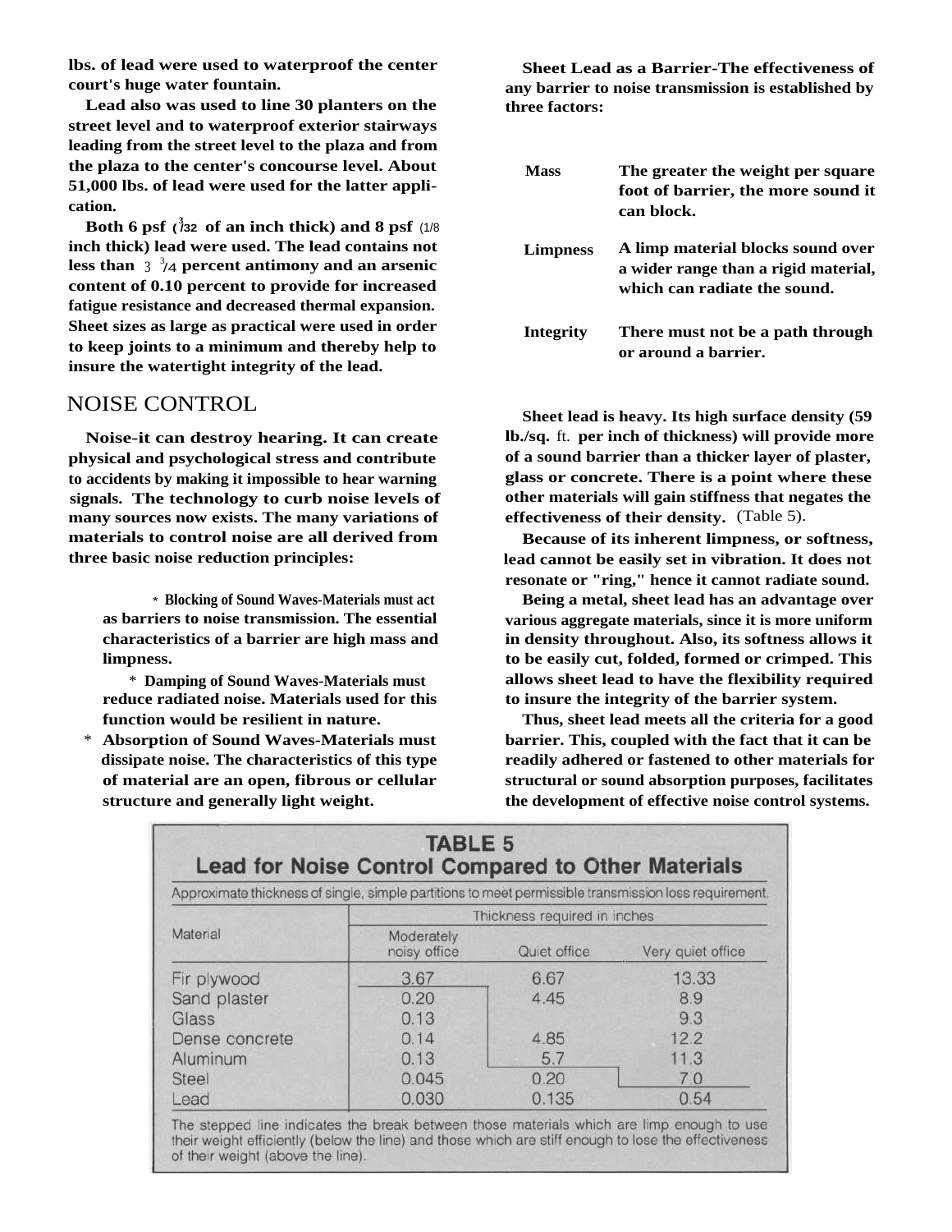**lbs. of lead were used to waterproof the center court's huge water fountain.**

**Lead also was used to line 30 planters on the street level and to waterproof exterior stairways leading from the street level to the plaza and from the plaza to the center's concourse level. About 51,000 lbs. of lead were used for the latter application.**

**Both 6 psf (3/32 of an inch thick) and 8 psf (1/8 inch thick) lead were used. The lead contains not less than 3 3/4 percent antimony and an arsenic content of 0.10 percent to provide for increased fatigue resistance and decreased thermal expansion. Sheet sizes as large as practical were used in order to keep joints to a minimum and thereby help to insure the watertight integrity of the lead.**

## NOISE CONTROL

**Noise-it can destroy hearing. It can create physical and psychological stress and contribute to accidents by making it impossible to hear warning signals. The technology to curb noise levels of many sources now exists. The many variations of materials to control noise are all derived from three basic noise reduction principles:**

- **Blocking of Sound Waves-Materials must act as barriers to noise transmission. The essential characteristics of a barrier are high mass and limpness.**
- **Damping of Sound Waves-Materials must reduce radiated noise. Materials used for this function would be resilient in nature.**
- **Absorption of Sound Waves-Materials must dissipate noise. The characteristics of this type of material are an open, fibrous or cellular structure and generally light weight.**

**Sheet Lead as a Barrier-The effectiveness of any barrier to noise transmission is established by three factors:**

| | |
|---|---|
| **Mass** | **The greater the weight per square foot of barrier, the more sound it can block.** |
| **Limpness** | **A limp material blocks sound over a wider range than a rigid material, which can radiate the sound.** |
| **Integrity** | **There must not be a path through or around a barrier.** |

**Sheet lead is heavy. Its high surface density (59 lb./sq. ft. per inch of thickness) will provide more of a sound barrier than a thicker layer of plaster, glass or concrete. There is a point where these other materials will gain stiffness that negates the effectiveness of their density.** (Table 5).

**Because of its inherent limpness, or softness, lead cannot be easily set in vibration. It does not resonate or "ring," hence it cannot radiate sound.**

**Being a metal, sheet lead has an advantage over various aggregate materials, since it is more uniform in density throughout. Also, its softness allows it to be easily cut, folded, formed or crimped. This allows sheet lead to have the flexibility required to insure the integrity of the barrier system.**

**Thus, sheet lead meets all the criteria for a good barrier. This, coupled with the fact that it can be readily adhered or fastened to other materials for structural or sound absorption purposes, facilitates the development of effective noise control systems.**

**TABLE 5**
**Lead for Noise Control Compared to Other Materials**

Approximate thickness of single, simple partitions to meet permissible transmission loss requirement.

| Material | Thickness required in inches | | |
|---|---|---|---|
| | Moderately noisy office | Quiet office | Very quiet office |
| Fir plywood | 3.67 | 6.67 | 13.33 |
| Sand plaster | 0.20 | 4.45 | 8.9 |
| Glass | 0.13 | | 9.3 |
| Dense concrete | 0.14 | 4.85 | 12.2 |
| Aluminum | 0.13 | 5.7 | 11.3 |
| Steel | 0.045 | 0.20 | 7.0 |
| Lead | 0.030 | 0.135 | 0.54 |

The stepped line indicates the break between those materials which are limp enough to use their weight efficiently (below the line) and those which are stiff enough to lose the effectiveness of their weight (above the line).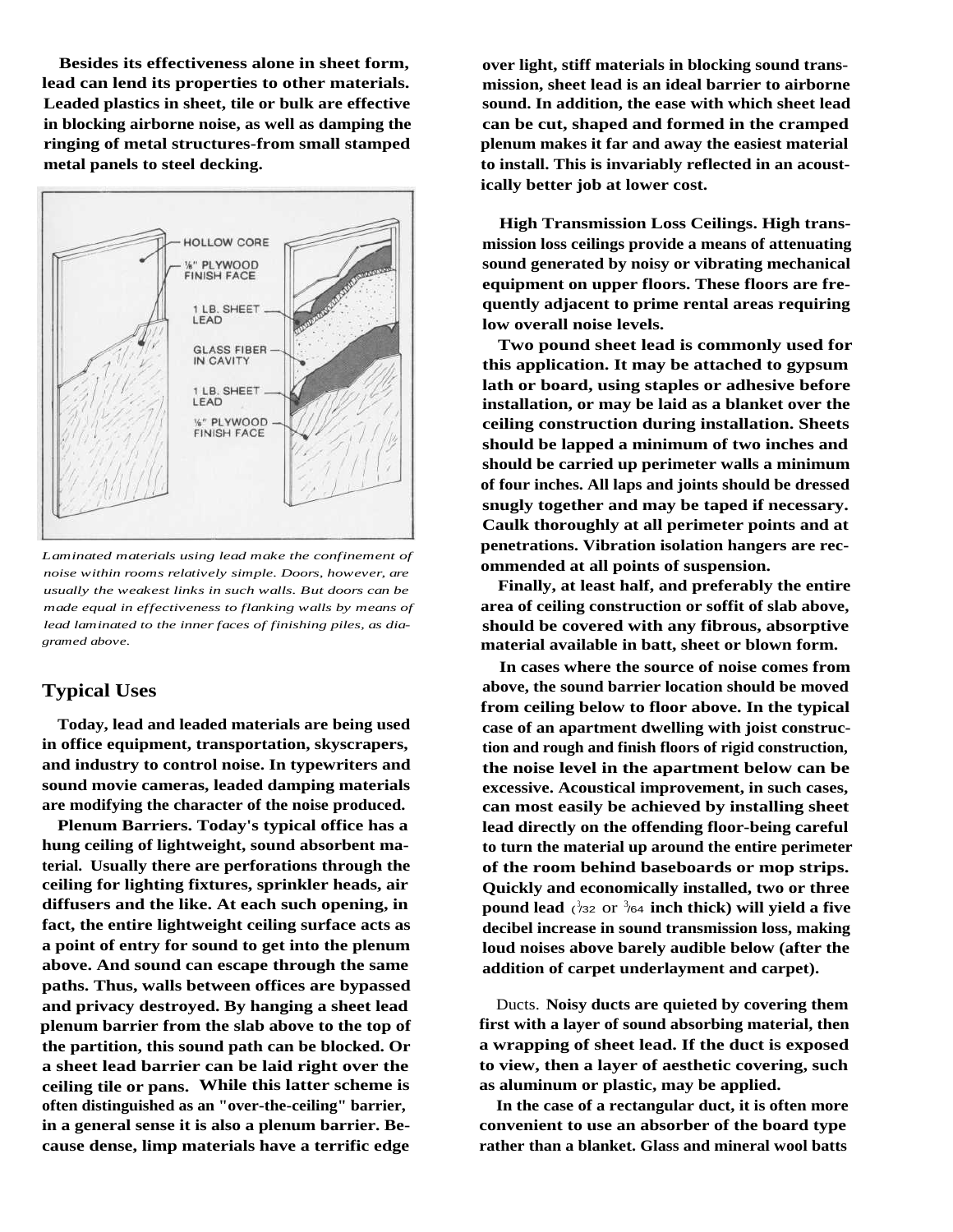Besides its effectiveness alone in sheet form, lead can lend its properties to other materials. Leaded plastics in sheet, tile or bulk are effective in blocking airborne noise, as well as damping the ringing of metal structures-from small stamped metal panels to steel decking.

HOLLOW CORE

1/8" PLYWOOD FINISH FACE

1 LB. SHEET LEAD

GLASS FIBER IN CAVITY

1 LB. SHEET LEAD

1/8" PLYWOOD FINISH FACE

*Laminated materials using lead make the confinement of noise within rooms relatively simple. Doors, however, are usually the weakest links in such walls. But doors can be made equal in effectiveness to flanking walls by means of lead laminated to the inner faces of finishing piles, as diagramed above.*

## Typical Uses

Today, lead and leaded materials are being used in office equipment, transportation, skyscrapers, and industry to control noise. In typewriters and sound movie cameras, leaded damping materials are modifying the character of the noise produced.

Plenum Barriers. Today's typical office has a hung ceiling of lightweight, sound absorbent material. Usually there are perforations through the ceiling for lighting fixtures, sprinkler heads, air diffusers and the like. At each such opening, in fact, the entire lightweight ceiling surface acts as a point of entry for sound to get into the plenum above. And sound can escape through the same paths. Thus, walls between offices are bypassed and privacy destroyed. By hanging a sheet lead plenum barrier from the slab above to the top of the partition, this sound path can be blocked. Or a sheet lead barrier can be laid right over the ceiling tile or pans. While this latter scheme is often distinguished as an "over-the-ceiling" barrier, in a general sense it is also a plenum barrier. Because dense, limp materials have a terrific edge over light, stiff materials in blocking sound transmission, sheet lead is an ideal barrier to airborne sound. In addition, the ease with which sheet lead can be cut, shaped and formed in the cramped plenum makes it far and away the easiest material to install. This is invariably reflected in an acoustically better job at lower cost.

High Transmission Loss Ceilings. High transmission loss ceilings provide a means of attenuating sound generated by noisy or vibrating mechanical equipment on upper floors. These floors are frequently adjacent to prime rental areas requiring low overall noise levels.

Two pound sheet lead is commonly used for this application. It may be attached to gypsum lath or board, using staples or adhesive before installation, or may be laid as a blanket over the ceiling construction during installation. Sheets should be lapped a minimum of two inches and should be carried up perimeter walls a minimum of four inches. All laps and joints should be dressed snugly together and may be taped if necessary. Caulk thoroughly at all perimeter points and at penetrations. Vibration isolation hangers are recommended at all points of suspension.

Finally, at least half, and preferably the entire area of ceiling construction or soffit of slab above, should be covered with any fibrous, absorptive material available in batt, sheet or blown form.

In cases where the source of noise comes from above, the sound barrier location should be moved from ceiling below to floor above. In the typical case of an apartment dwelling with joist construction and rough and finish floors of rigid construction, the noise level in the apartment below can be excessive. Acoustical improvement, in such cases, can most easily be achieved by installing sheet lead directly on the offending floor-being careful to turn the material up around the entire perimeter of the room behind baseboards or mop strips. Quickly and economically installed, two or three pound lead (1/32 or 3/64 inch thick) will yield a five decibel increase in sound transmission loss, making loud noises above barely audible below (after the addition of carpet underlayment and carpet).

Ducts. Noisy ducts are quieted by covering them first with a layer of sound absorbing material, then a wrapping of sheet lead. If the duct is exposed to view, then a layer of aesthetic covering, such as aluminum or plastic, may be applied.

In the case of a rectangular duct, it is often more convenient to use an absorber of the board type rather than a blanket. Glass and mineral wool batts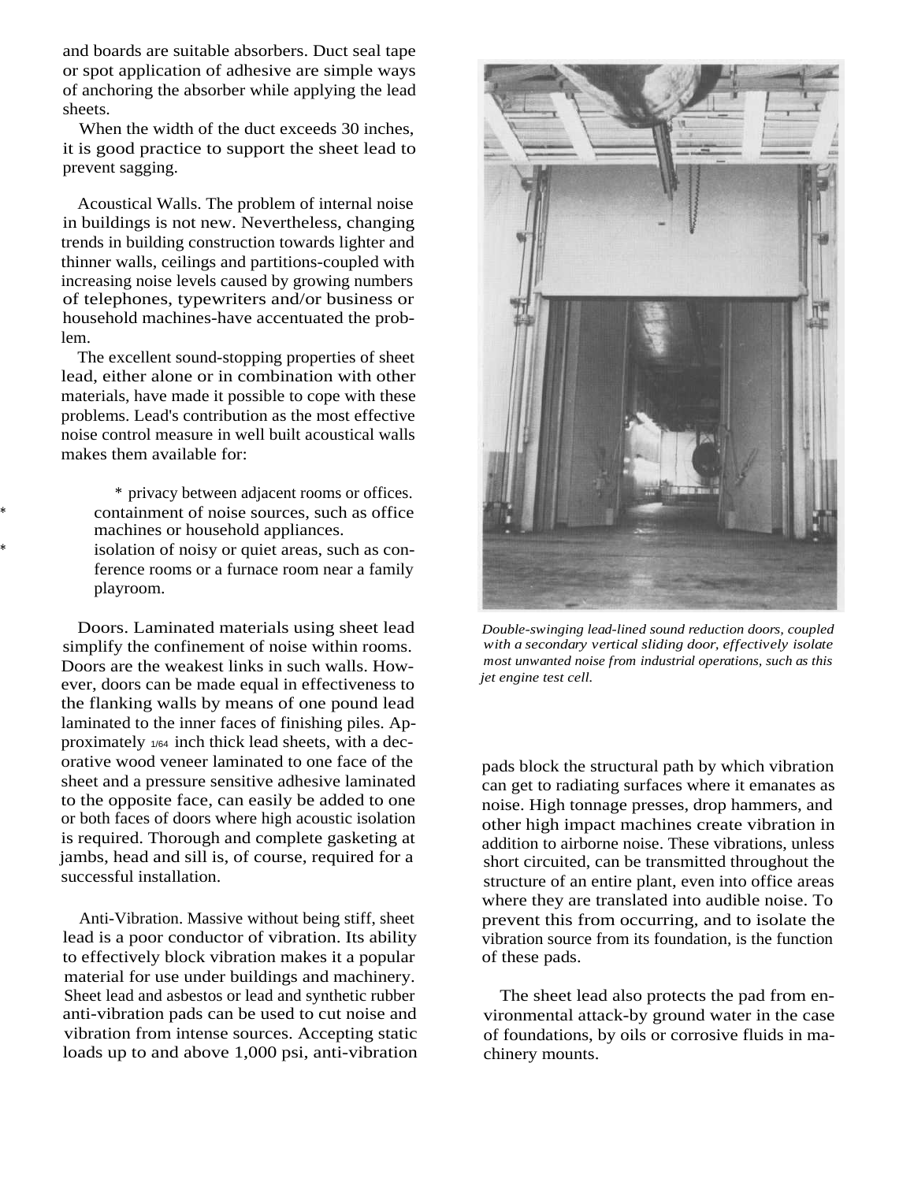and boards are suitable absorbers. Duct seal tape or spot application of adhesive are simple ways of anchoring the absorber while applying the lead sheets.

When the width of the duct exceeds 30 inches, it is good practice to support the sheet lead to prevent sagging.

Acoustical Walls. The problem of internal noise in buildings is not new. Nevertheless, changing trends in building construction towards lighter and thinner walls, ceilings and partitions-coupled with increasing noise levels caused by growing numbers of telephones, typewriters and/or business or household machines-have accentuated the problem.

The excellent sound-stopping properties of sheet lead, either alone or in combination with other materials, have made it possible to cope with these problems. Lead's contribution as the most effective noise control measure in well built acoustical walls makes them available for:

* privacy between adjacent rooms or offices.
* containment of noise sources, such as office machines or household appliances.
* isolation of noisy or quiet areas, such as conference rooms or a furnace room near a family playroom.

Doors. Laminated materials using sheet lead simplify the confinement of noise within rooms. Doors are the weakest links in such walls. However, doors can be made equal in effectiveness to the flanking walls by means of one pound lead laminated to the inner faces of finishing piles. Approximately 1/64 inch thick lead sheets, with a decorative wood veneer laminated to one face of the sheet and a pressure sensitive adhesive laminated to the opposite face, can easily be added to one or both faces of doors where high acoustic isolation is required. Thorough and complete gasketing at jambs, head and sill is, of course, required for a successful installation.

Anti-Vibration. Massive without being stiff, sheet lead is a poor conductor of vibration. Its ability to effectively block vibration makes it a popular material for use under buildings and machinery. Sheet lead and asbestos or lead and synthetic rubber anti-vibration pads can be used to cut noise and vibration from intense sources. Accepting static loads up to and above 1,000 psi, anti-vibration pads block the structural path by which vibration can get to radiating surfaces where it emanates as noise. High tonnage presses, drop hammers, and other high impact machines create vibration in addition to airborne noise. These vibrations, unless short circuited, can be transmitted throughout the structure of an entire plant, even into office areas where they are translated into audible noise. To prevent this from occurring, and to isolate the vibration source from its foundation, is the function of these pads.

The sheet lead also protects the pad from environmental attack-by ground water in the case of foundations, by oils or corrosive fluids in machinery mounts.

*Double-swinging lead-lined sound reduction doors, coupled with a secondary vertical sliding door, effectively isolate most unwanted noise from industrial operations, such as this jet engine test cell.*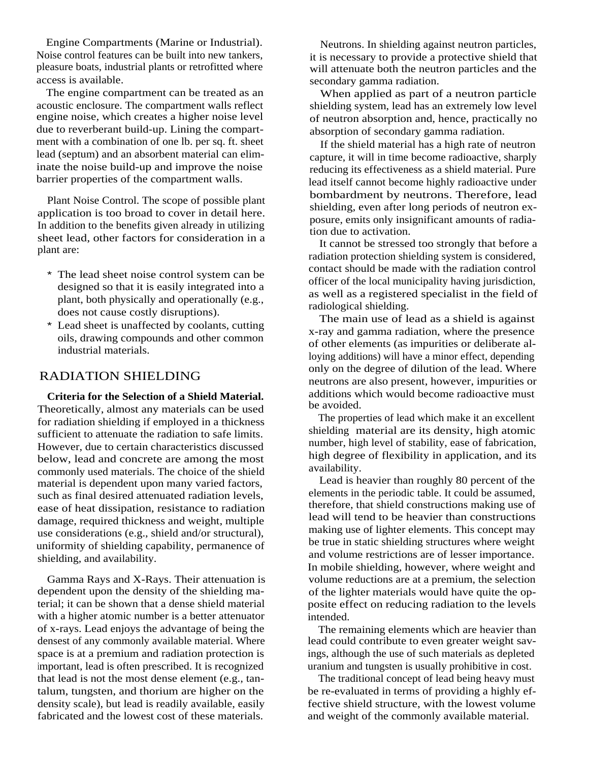Engine Compartments (Marine or Industrial). Noise control features can be built into new tankers, pleasure boats, industrial plants or retrofitted where access is available.

The engine compartment can be treated as an acoustic enclosure. The compartment walls reflect engine noise, which creates a higher noise level due to reverberant build-up. Lining the compartment with a combination of one lb. per sq. ft. sheet lead (septum) and an absorbent material can eliminate the noise build-up and improve the noise barrier properties of the compartment walls.

Plant Noise Control. The scope of possible plant application is too broad to cover in detail here. In addition to the benefits given already in utilizing sheet lead, other factors for consideration in a plant are:

* The lead sheet noise control system can be designed so that it is easily integrated into a plant, both physically and operationally (e.g., does not cause costly disruptions).
* Lead sheet is unaffected by coolants, cutting oils, drawing compounds and other common industrial materials.

## RADIATION SHIELDING

**Criteria for the Selection of a Shield Material.** Theoretically, almost any materials can be used for radiation shielding if employed in a thickness sufficient to attenuate the radiation to safe limits. However, due to certain characteristics discussed below, lead and concrete are among the most commonly used materials. The choice of the shield material is dependent upon many varied factors, such as final desired attenuated radiation levels, ease of heat dissipation, resistance to radiation damage, required thickness and weight, multiple use considerations (e.g., shield and/or structural), uniformity of shielding capability, permanence of shielding, and availability.

Gamma Rays and X-Rays. Their attenuation is dependent upon the density of the shielding material; it can be shown that a dense shield material with a higher atomic number is a better attenuator of x-rays. Lead enjoys the advantage of being the densest of any commonly available material. Where space is at a premium and radiation protection is important, lead is often prescribed. It is recognized that lead is not the most dense element (e.g., tantalum, tungsten, and thorium are higher on the density scale), but lead is readily available, easily fabricated and the lowest cost of these materials.

Neutrons. In shielding against neutron particles, it is necessary to provide a protective shield that will attenuate both the neutron particles and the secondary gamma radiation.

When applied as part of a neutron particle shielding system, lead has an extremely low level of neutron absorption and, hence, practically no absorption of secondary gamma radiation.

If the shield material has a high rate of neutron capture, it will in time become radioactive, sharply reducing its effectiveness as a shield material. Pure lead itself cannot become highly radioactive under bombardment by neutrons. Therefore, lead shielding, even after long periods of neutron exposure, emits only insignificant amounts of radiation due to activation.

It cannot be stressed too strongly that before a radiation protection shielding system is considered, contact should be made with the radiation control officer of the local municipality having jurisdiction, as well as a registered specialist in the field of radiological shielding.

The main use of lead as a shield is against x-ray and gamma radiation, where the presence of other elements (as impurities or deliberate alloying additions) will have a minor effect, depending only on the degree of dilution of the lead. Where neutrons are also present, however, impurities or additions which would become radioactive must be avoided.

The properties of lead which make it an excellent shielding material are its density, high atomic number, high level of stability, ease of fabrication, high degree of flexibility in application, and its availability.

Lead is heavier than roughly 80 percent of the elements in the periodic table. It could be assumed, therefore, that shield constructions making use of lead will tend to be heavier than constructions making use of lighter elements. This concept may be true in static shielding structures where weight and volume restrictions are of lesser importance. In mobile shielding, however, where weight and volume reductions are at a premium, the selection of the lighter materials would have quite the opposite effect on reducing radiation to the levels intended.

The remaining elements which are heavier than lead could contribute to even greater weight savings, although the use of such materials as depleted uranium and tungsten is usually prohibitive in cost.

The traditional concept of lead being heavy must be re-evaluated in terms of providing a highly effective shield structure, with the lowest volume and weight of the commonly available material.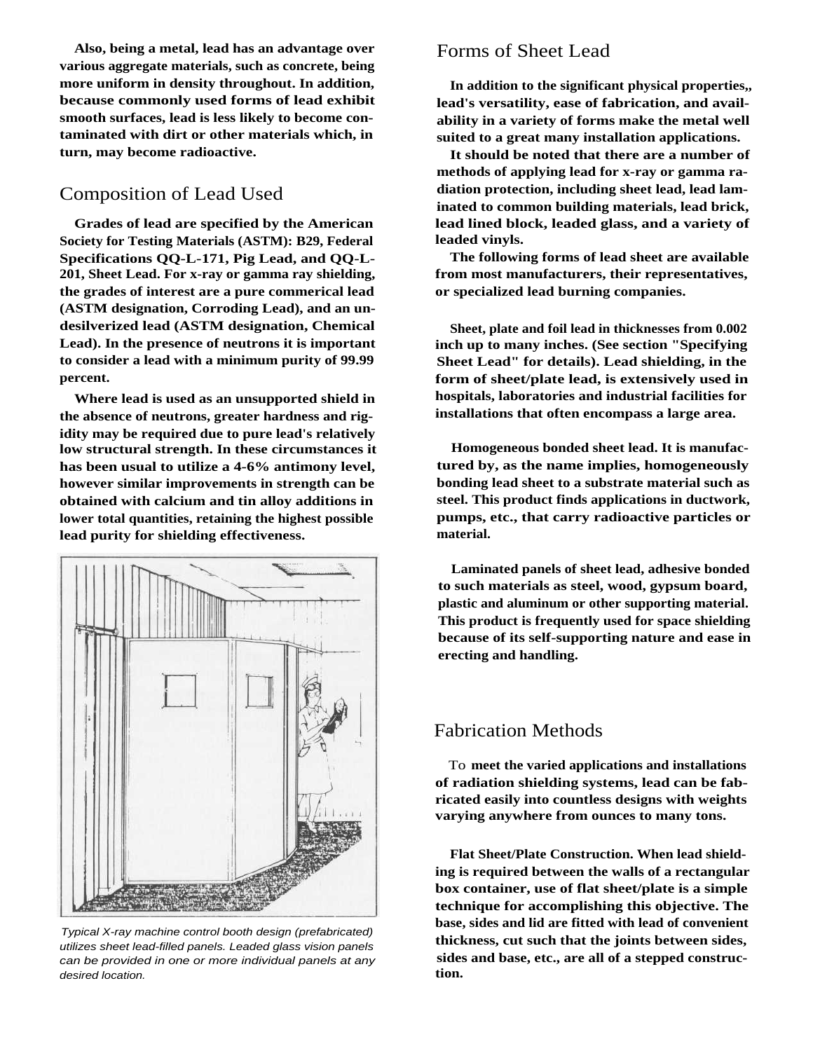Also, being a metal, lead has an advantage over various aggregate materials, such as concrete, being more uniform in density throughout. In addition, because commonly used forms of lead exhibit smooth surfaces, lead is less likely to become contaminated with dirt or other materials which, in turn, may become radioactive.

## Composition of Lead Used

Grades of lead are specified by the American Society for Testing Materials (ASTM): B29, Federal Specifications QQ-L-171, Pig Lead, and QQ-L-201, Sheet Lead. For x-ray or gamma ray shielding, the grades of interest are a pure commerical lead (ASTM designation, Corroding Lead), and an undesilverized lead (ASTM designation, Chemical Lead). In the presence of neutrons it is important to consider a lead with a minimum purity of 99.99 percent.

Where lead is used as an unsupported shield in the absence of neutrons, greater hardness and rigidity may be required due to pure lead's relatively low structural strength. In these circumstances it has been usual to utilize a 4-6% antimony level, however similar improvements in strength can be obtained with calcium and tin alloy additions in lower total quantities, retaining the highest possible lead purity for shielding effectiveness.

*Typical X-ray machine control booth design (prefabricated) utilizes sheet lead-filled panels. Leaded glass vision panels can be provided in one or more individual panels at any desired location.*

## Forms of Sheet Lead

In addition to the significant physical properties,, lead's versatility, ease of fabrication, and availability in a variety of forms make the metal well suited to a great many installation applications.

It should be noted that there are a number of methods of applying lead for x-ray or gamma radiation protection, including sheet lead, lead laminated to common building materials, lead brick, lead lined block, leaded glass, and a variety of leaded vinyls.

The following forms of lead sheet are available from most manufacturers, their representatives, or specialized lead burning companies.

Sheet, plate and foil lead in thicknesses from 0.002 inch up to many inches. (See section "Specifying Sheet Lead" for details). Lead shielding, in the form of sheet/plate lead, is extensively used in hospitals, laboratories and industrial facilities for installations that often encompass a large area.

Homogeneous bonded sheet lead. It is manufactured by, as the name implies, homogeneously bonding lead sheet to a substrate material such as steel. This product finds applications in ductwork, pumps, etc., that carry radioactive particles or material.

Laminated panels of sheet lead, adhesive bonded to such materials as steel, wood, gypsum board, plastic and aluminum or other supporting material. This product is frequently used for space shielding because of its self-supporting nature and ease in erecting and handling.

## Fabrication Methods

To meet the varied applications and installations of radiation shielding systems, lead can be fabricated easily into countless designs with weights varying anywhere from ounces to many tons.

Flat Sheet/Plate Construction. When lead shielding is required between the walls of a rectangular box container, use of flat sheet/plate is a simple technique for accomplishing this objective. The base, sides and lid are fitted with lead of convenient thickness, cut such that the joints between sides, sides and base, etc., are all of a stepped construction.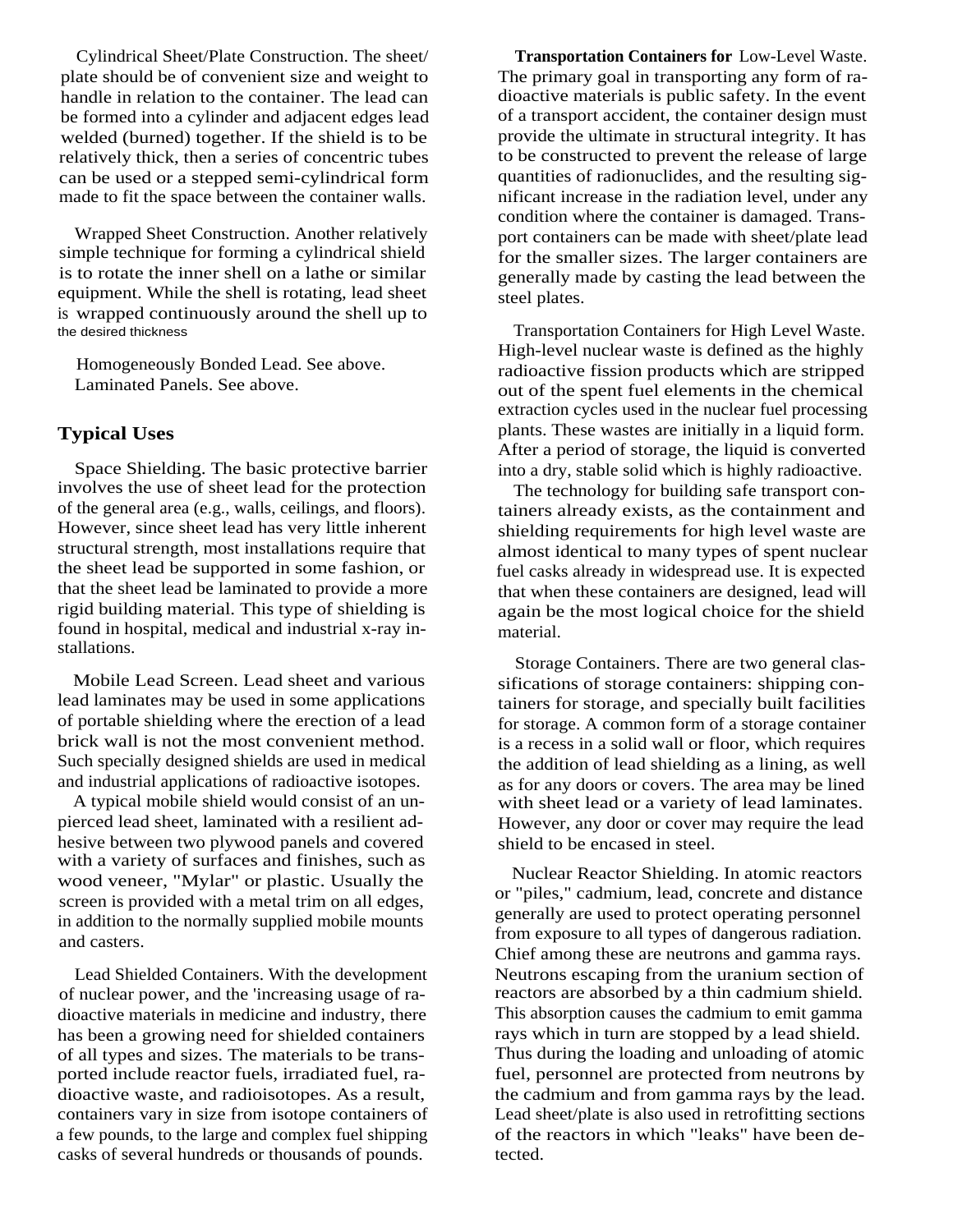Cylindrical Sheet/Plate Construction. The sheet/plate should be of convenient size and weight to handle in relation to the container. The lead can be formed into a cylinder and adjacent edges lead welded (burned) together. If the shield is to be relatively thick, then a series of concentric tubes can be used or a stepped semi-cylindrical form made to fit the space between the container walls.

Wrapped Sheet Construction. Another relatively simple technique for forming a cylindrical shield is to rotate the inner shell on a lathe or similar equipment. While the shell is rotating, lead sheet is wrapped continuously around the shell up to the desired thickness

Homogeneously Bonded Lead. See above.
Laminated Panels. See above.

## Typical Uses

Space Shielding. The basic protective barrier involves the use of sheet lead for the protection of the general area (e.g., walls, ceilings, and floors). However, since sheet lead has very little inherent structural strength, most installations require that the sheet lead be supported in some fashion, or that the sheet lead be laminated to provide a more rigid building material. This type of shielding is found in hospital, medical and industrial x-ray installations.

Mobile Lead Screen. Lead sheet and various lead laminates may be used in some applications of portable shielding where the erection of a lead brick wall is not the most convenient method. Such specially designed shields are used in medical and industrial applications of radioactive isotopes.

A typical mobile shield would consist of an unpierced lead sheet, laminated with a resilient adhesive between two plywood panels and covered with a variety of surfaces and finishes, such as wood veneer, "Mylar" or plastic. Usually the screen is provided with a metal trim on all edges, in addition to the normally supplied mobile mounts and casters.

Lead Shielded Containers. With the development of nuclear power, and the 'increasing usage of radioactive materials in medicine and industry, there has been a growing need for shielded containers of all types and sizes. The materials to be transported include reactor fuels, irradiated fuel, radioactive waste, and radioisotopes. As a result, containers vary in size from isotope containers of a few pounds, to the large and complex fuel shipping casks of several hundreds or thousands of pounds.

**Transportation Containers for** Low-Level Waste. The primary goal in transporting any form of radioactive materials is public safety. In the event of a transport accident, the container design must provide the ultimate in structural integrity. It has to be constructed to prevent the release of large quantities of radionuclides, and the resulting significant increase in the radiation level, under any condition where the container is damaged. Transport containers can be made with sheet/plate lead for the smaller sizes. The larger containers are generally made by casting the lead between the steel plates.

Transportation Containers for High Level Waste. High-level nuclear waste is defined as the highly radioactive fission products which are stripped out of the spent fuel elements in the chemical extraction cycles used in the nuclear fuel processing plants. These wastes are initially in a liquid form. After a period of storage, the liquid is converted into a dry, stable solid which is highly radioactive.

The technology for building safe transport containers already exists, as the containment and shielding requirements for high level waste are almost identical to many types of spent nuclear fuel casks already in widespread use. It is expected that when these containers are designed, lead will again be the most logical choice for the shield material.

Storage Containers. There are two general classifications of storage containers: shipping containers for storage, and specially built facilities for storage. A common form of a storage container is a recess in a solid wall or floor, which requires the addition of lead shielding as a lining, as well as for any doors or covers. The area may be lined with sheet lead or a variety of lead laminates. However, any door or cover may require the lead shield to be encased in steel.

Nuclear Reactor Shielding. In atomic reactors or "piles," cadmium, lead, concrete and distance generally are used to protect operating personnel from exposure to all types of dangerous radiation. Chief among these are neutrons and gamma rays. Neutrons escaping from the uranium section of reactors are absorbed by a thin cadmium shield. This absorption causes the cadmium to emit gamma rays which in turn are stopped by a lead shield. Thus during the loading and unloading of atomic fuel, personnel are protected from neutrons by the cadmium and from gamma rays by the lead. Lead sheet/plate is also used in retrofitting sections of the reactors in which "leaks" have been detected.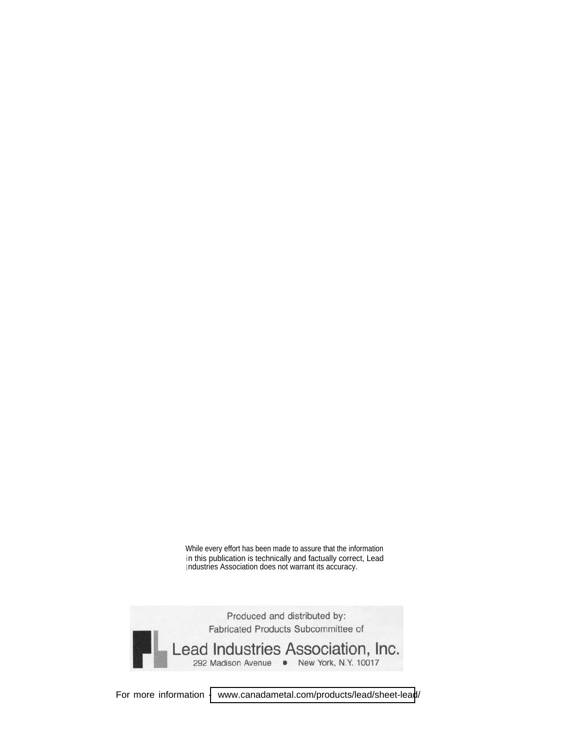While every effort has been made to assure that the information in this publication is technically and factually correct, Lead Industries Association does not warrant its accuracy.

Produced and distributed by:
Fabricated Products Subcommittee of

Lead Industries Association, Inc.
292 Madison Avenue • New York, N.Y. 10017

For more information - www.canadametal.com/products/lead/sheet-lead/